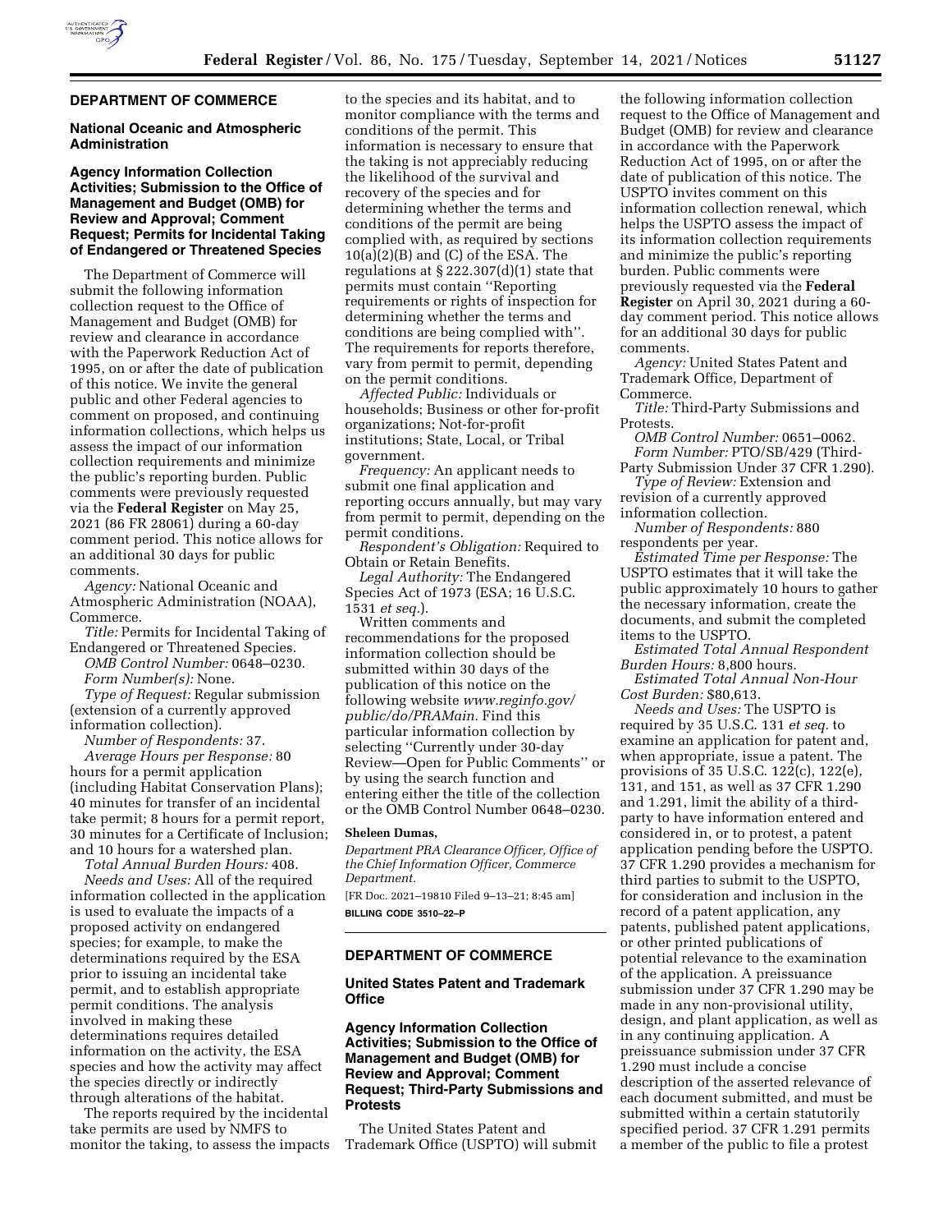## DEPARTMENT OF COMMERCE

### National Oceanic and Atmospheric Administration

### Agency Information Collection Activities; Submission to the Office of Management and Budget (OMB) for Review and Approval; Comment Request; Permits for Incidental Taking of Endangered or Threatened Species

The Department of Commerce will submit the following information collection request to the Office of Management and Budget (OMB) for review and clearance in accordance with the Paperwork Reduction Act of 1995, on or after the date of publication of this notice. We invite the general public and other Federal agencies to comment on proposed, and continuing information collections, which helps us assess the impact of our information collection requirements and minimize the public's reporting burden. Public comments were previously requested via the **Federal Register** on May 25, 2021 (86 FR 28061) during a 60-day comment period. This notice allows for an additional 30 days for public comments.

*Agency:* National Oceanic and Atmospheric Administration (NOAA), Commerce.

*Title:* Permits for Incidental Taking of Endangered or Threatened Species.

*OMB Control Number:* 0648–0230.

*Form Number(s):* None.

*Type of Request:* Regular submission (extension of a currently approved information collection).

*Number of Respondents:* 37.

*Average Hours per Response:* 80 hours for a permit application (including Habitat Conservation Plans); 40 minutes for transfer of an incidental take permit; 8 hours for a permit report, 30 minutes for a Certificate of Inclusion; and 10 hours for a watershed plan.

*Total Annual Burden Hours:* 408.

*Needs and Uses:* All of the required information collected in the application is used to evaluate the impacts of a proposed activity on endangered species; for example, to make the determinations required by the ESA prior to issuing an incidental take permit, and to establish appropriate permit conditions. The analysis involved in making these determinations requires detailed information on the activity, the ESA species and how the activity may affect the species directly or indirectly through alterations of the habitat.

The reports required by the incidental take permits are used by NMFS to monitor the taking, to assess the impacts to the species and its habitat, and to monitor compliance with the terms and conditions of the permit. This information is necessary to ensure that the taking is not appreciably reducing the likelihood of the survival and recovery of the species and for determining whether the terms and conditions of the permit are being complied with, as required by sections 10(a)(2)(B) and (C) of the ESA. The regulations at § 222.307(d)(1) state that permits must contain ''Reporting requirements or rights of inspection for determining whether the terms and conditions are being complied with''. The requirements for reports therefore, vary from permit to permit, depending on the permit conditions.

*Affected Public:* Individuals or households; Business or other for-profit organizations; Not-for-profit institutions; State, Local, or Tribal government.

*Frequency:* An applicant needs to submit one final application and reporting occurs annually, but may vary from permit to permit, depending on the permit conditions.

*Respondent's Obligation:* Required to Obtain or Retain Benefits.

*Legal Authority:* The Endangered Species Act of 1973 (ESA; 16 U.S.C. 1531 *et seq.*).

Written comments and recommendations for the proposed information collection should be submitted within 30 days of the publication of this notice on the following website *www.reginfo.gov/public/do/PRAMain.* Find this particular information collection by selecting ''Currently under 30-day Review—Open for Public Comments'' or by using the search function and entering either the title of the collection or the OMB Control Number 0648–0230.

**Sheleen Dumas,**

*Department PRA Clearance Officer, Office of the Chief Information Officer, Commerce Department.*

[FR Doc. 2021–19810 Filed 9–13–21; 8:45 am]

**BILLING CODE 3510–22–P**

## DEPARTMENT OF COMMERCE

### United States Patent and Trademark Office

### Agency Information Collection Activities; Submission to the Office of Management and Budget (OMB) for Review and Approval; Comment Request; Third-Party Submissions and Protests

The United States Patent and Trademark Office (USPTO) will submit the following information collection request to the Office of Management and Budget (OMB) for review and clearance in accordance with the Paperwork Reduction Act of 1995, on or after the date of publication of this notice. The USPTO invites comment on this information collection renewal, which helps the USPTO assess the impact of its information collection requirements and minimize the public's reporting burden. Public comments were previously requested via the **Federal Register** on April 30, 2021 during a 60-day comment period. This notice allows for an additional 30 days for public comments.

*Agency:* United States Patent and Trademark Office, Department of Commerce.

*Title:* Third-Party Submissions and Protests.

*OMB Control Number:* 0651–0062.

*Form Number:* PTO/SB/429 (Third-Party Submission Under 37 CFR 1.290).

*Type of Review:* Extension and revision of a currently approved information collection.

*Number of Respondents:* 880 respondents per year.

*Estimated Time per Response:* The USPTO estimates that it will take the public approximately 10 hours to gather the necessary information, create the documents, and submit the completed items to the USPTO.

*Estimated Total Annual Respondent Burden Hours:* 8,800 hours.

*Estimated Total Annual Non-Hour Cost Burden:* $80,613.

*Needs and Uses:* The USPTO is required by 35 U.S.C. 131 *et seq.* to examine an application for patent and, when appropriate, issue a patent. The provisions of 35 U.S.C. 122(c), 122(e), 131, and 151, as well as 37 CFR 1.290 and 1.291, limit the ability of a third-party to have information entered and considered in, or to protest, a patent application pending before the USPTO. 37 CFR 1.290 provides a mechanism for third parties to submit to the USPTO, for consideration and inclusion in the record of a patent application, any patents, published patent applications, or other printed publications of potential relevance to the examination of the application. A preissuance submission under 37 CFR 1.290 may be made in any non-provisional utility, design, and plant application, as well as in any continuing application. A preissuance submission under 37 CFR 1.290 must include a concise description of the asserted relevance of each document submitted, and must be submitted within a certain statutorily specified period. 37 CFR 1.291 permits a member of the public to file a protest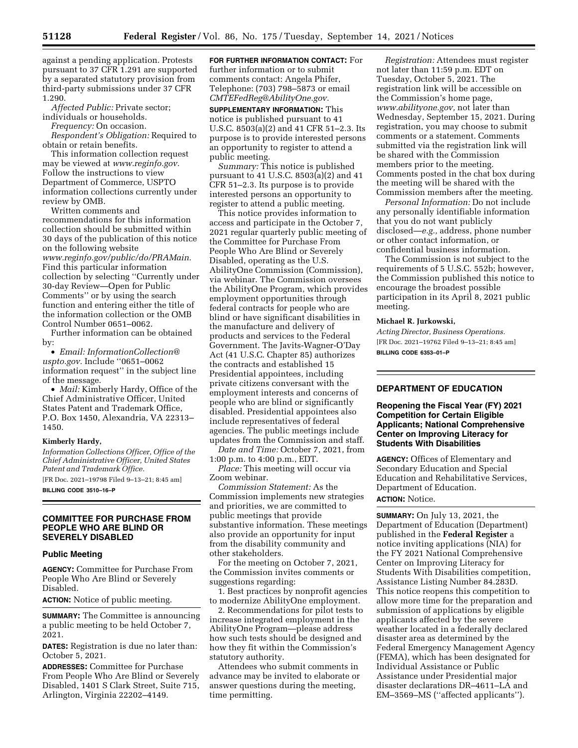against a pending application. Protests pursuant to 37 CFR 1.291 are supported by a separated statutory provision from third-party submissions under 37 CFR 1.290.

*Affected Public:* Private sector; individuals or households.

*Frequency:* On occasion.

*Respondent's Obligation:* Required to obtain or retain benefits.

This information collection request may be viewed at *www.reginfo.gov.* Follow the instructions to view Department of Commerce, USPTO information collections currently under review by OMB.

Written comments and recommendations for this information collection should be submitted within 30 days of the publication of this notice on the following website *www.reginfo.gov/public/do/PRAMain.* Find this particular information collection by selecting ''Currently under 30-day Review—Open for Public Comments'' or by using the search function and entering either the title of the information collection or the OMB Control Number 0651–0062.

Further information can be obtained by:

- *Email: InformationCollection@uspto.gov.* Include ''0651–0062 information request'' in the subject line of the message.
- *Mail:* Kimberly Hardy, Office of the Chief Administrative Officer, United States Patent and Trademark Office, P.O. Box 1450, Alexandria, VA 22313–1450.

**Kimberly Hardy,**

*Information Collections Officer, Office of the Chief Administrative Officer, United States Patent and Trademark Office.*

[FR Doc. 2021–19798 Filed 9–13–21; 8:45 am]

**BILLING CODE 3510–16–P**

## COMMITTEE FOR PURCHASE FROM PEOPLE WHO ARE BLIND OR SEVERELY DISABLED

### Public Meeting

**AGENCY:** Committee for Purchase From People Who Are Blind or Severely Disabled.

**ACTION:** Notice of public meeting.

**SUMMARY:** The Committee is announcing a public meeting to be held October 7, 2021.

**DATES:** Registration is due no later than: October 5, 2021.

**ADDRESSES:** Committee for Purchase From People Who Are Blind or Severely Disabled, 1401 S Clark Street, Suite 715, Arlington, Virginia 22202–4149.

**FOR FURTHER INFORMATION CONTACT:** For further information or to submit comments contact: Angela Phifer, Telephone: (703) 798–5873 or email *CMTEFedReg@AbilityOne.gov.*

**SUPPLEMENTARY INFORMATION:** This notice is published pursuant to 41 U.S.C. 8503(a)(2) and 41 CFR 51–2.3. Its purpose is to provide interested persons an opportunity to register to attend a public meeting.

*Summary:* This notice is published pursuant to 41 U.S.C. 8503(a)(2) and 41 CFR 51–2.3. Its purpose is to provide interested persons an opportunity to register to attend a public meeting.

This notice provides information to access and participate in the October 7, 2021 regular quarterly public meeting of the Committee for Purchase From People Who Are Blind or Severely Disabled, operating as the U.S. AbilityOne Commission (Commission), via webinar. The Commission oversees the AbilityOne Program, which provides employment opportunities through federal contracts for people who are blind or have significant disabilities in the manufacture and delivery of products and services to the Federal Government. The Javits-Wagner-O'Day Act (41 U.S.C. Chapter 85) authorizes the contracts and established 15 Presidential appointees, including private citizens conversant with the employment interests and concerns of people who are blind or significantly disabled. Presidential appointees also include representatives of federal agencies. The public meetings include updates from the Commission and staff.

*Date and Time:* October 7, 2021, from 1:00 p.m. to 4:00 p.m., EDT.

*Place:* This meeting will occur via Zoom webinar.

*Commission Statement:* As the Commission implements new strategies and priorities, we are committed to public meetings that provide substantive information. These meetings also provide an opportunity for input from the disability community and other stakeholders.

For the meeting on October 7, 2021, the Commission invites comments or suggestions regarding:

1. Best practices by nonprofit agencies to modernize AbilityOne employment.
2. Recommendations for pilot tests to increase integrated employment in the AbilityOne Program—please address how such tests should be designed and how they fit within the Commission's statutory authority.

Attendees who submit comments in advance may be invited to elaborate or answer questions during the meeting, time permitting.

*Registration:* Attendees must register not later than 11:59 p.m. EDT on Tuesday, October 5, 2021. The registration link will be accessible on the Commission's home page, *www.abilityone.gov,* not later than Wednesday, September 15, 2021. During registration, you may choose to submit comments or a statement. Comments submitted via the registration link will be shared with the Commission members prior to the meeting. Comments posted in the chat box during the meeting will be shared with the Commission members after the meeting.

*Personal Information:* Do not include any personally identifiable information that you do not want publicly disclosed—*e.g.,* address, phone number or other contact information, or confidential business information.

The Commission is not subject to the requirements of 5 U.S.C. 552b; however, the Commission published this notice to encourage the broadest possible participation in its April 8, 2021 public meeting.

**Michael R. Jurkowski,**

*Acting Director, Business Operations.*

[FR Doc. 2021–19762 Filed 9–13–21; 8:45 am]

**BILLING CODE 6353–01–P**

## DEPARTMENT OF EDUCATION

### Reopening the Fiscal Year (FY) 2021 Competition for Certain Eligible Applicants; National Comprehensive Center on Improving Literacy for Students With Disabilities

**AGENCY:** Offices of Elementary and Secondary Education and Special Education and Rehabilitative Services, Department of Education.

**ACTION:** Notice.

**SUMMARY:** On July 13, 2021, the Department of Education (Department) published in the **Federal Register** a notice inviting applications (NIA) for the FY 2021 National Comprehensive Center on Improving Literacy for Students With Disabilities competition, Assistance Listing Number 84.283D. This notice reopens this competition to allow more time for the preparation and submission of applications by eligible applicants affected by the severe weather located in a federally declared disaster area as determined by the Federal Emergency Management Agency (FEMA), which has been designated for Individual Assistance or Public Assistance under Presidential major disaster declarations DR–4611–LA and EM–3569–MS (''affected applicants'').